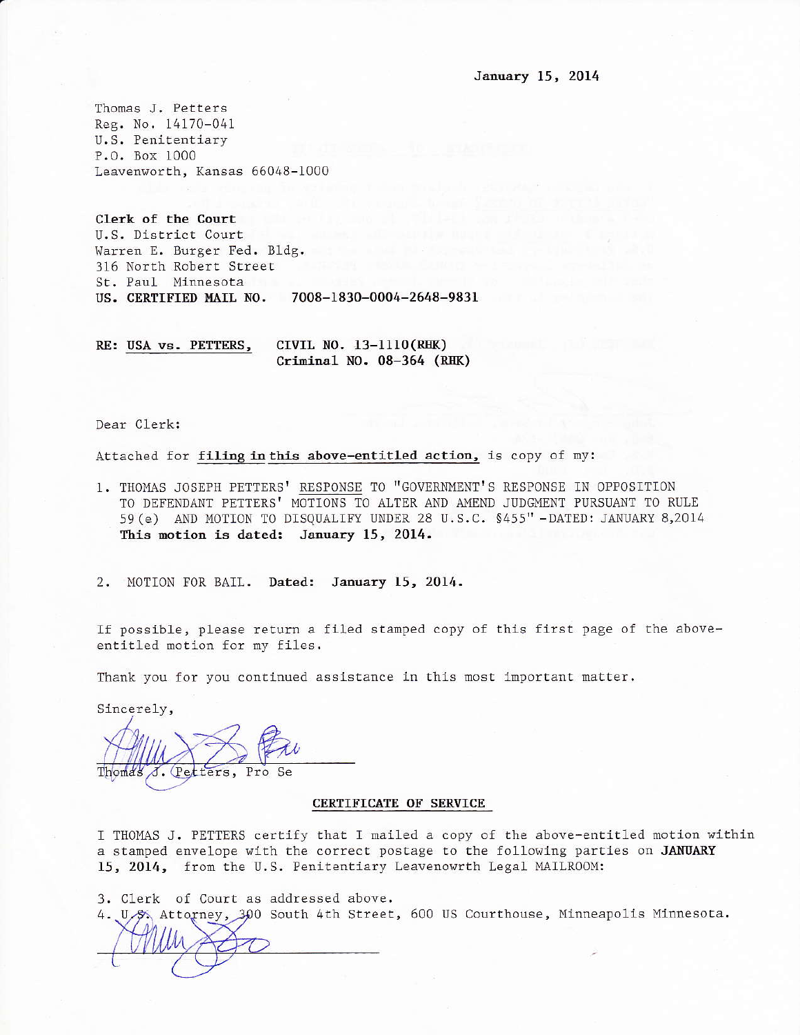January 15, 2014

Thomas J. Petters
Reg. No. 14170-041
U.S. Penitentiary
P.O. Box 1000
Leavenworth, Kansas 66048-1000

**Clerk of the Court**
U.S. District Court
Warren E. Burger Fed. Bldg.
316 North Robert Street
St. Paul Minnesota
**US. CERTIFIED MAIL NO. 7008-1830-0004-2648-9831**

**RE: USA vs. PETTERS, CIVIL NO. 13-1110(RHK)**
**Criminal NO. 08-364 (RHK)**

Dear Clerk:

Attached for **filing in this above-entitled action,** is copy of my:

1. THOMAS JOSEPH PETTERS' RESPONSE TO "GOVERNMENT'S RESPONSE IN OPPOSITION TO DEFENDANT PETTERS' MOTIONS TO ALTER AND AMEND JUDGMENT PURSUANT TO RULE 59(e) AND MOTION TO DISQUALIFY UNDER 28 U.S.C. §455" -DATED: JANUARY 8,2014
   **This motion is dated: January 15, 2014.**

2. MOTION FOR BAIL. **Dated: January 15, 2014.**

If possible, please return a filed stamped copy of this first page of the above-entitled motion for my files.

Thank you for you continued assistance in this most important matter.

Sincerely,

Thomas J. Petters, Pro Se

**CERTIFICATE OF SERVICE**

I THOMAS J. PETTERS certify that I mailed a copy of the above-entitled motion within a stamped envelope with the correct postage to the following parties on **JANUARY 15, 2014,** from the U.S. Penitentiary Leavenowrth Legal MAILROOM:

3. Clerk of Court as addressed above.
4. U.S. Attorney, 300 South 4th Street, 600 US Courthouse, Minneapolis Minnesota.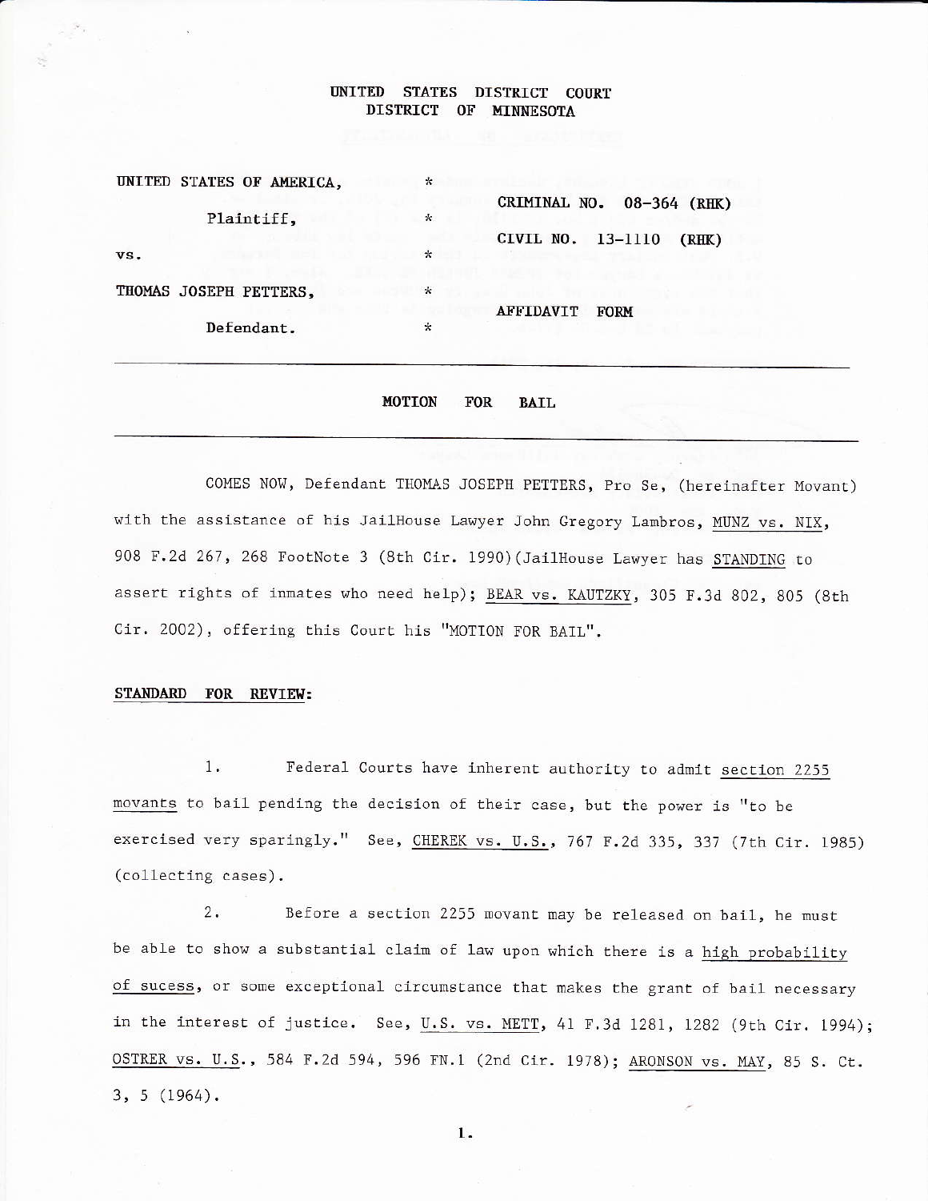UNITED STATES DISTRICT COURT
DISTRICT OF MINNESOTA

| | | |
|---|---|---|
| UNITED STATES OF AMERICA, | * | |
| Plaintiff, | * | CRIMINAL NO. 08-364 (RHK) |
| vs. | * | CIVIL NO. 13-1110 (RHK) |
| THOMAS JOSEPH PETTERS, | * | AFFIDAVIT FORM |
| Defendant. | * | |

---

**MOTION FOR BAIL**

---

COMES NOW, Defendant THOMAS JOSEPH PETTERS, Pro Se, (hereinafter Movant) with the assistance of his JailHouse Lawyer John Gregory Lambros, MUNZ vs. NIX, 908 F.2d 267, 268 FootNote 3 (8th Cir. 1990)(JailHouse Lawyer has STANDING to assert rights of inmates who need help); BEAR vs. KAUTZKY, 305 F.3d 802, 805 (8th Cir. 2002), offering this Court his "MOTION FOR BAIL".

**STANDARD FOR REVIEW:**

1. Federal Courts have inherent authority to admit section 2255 movants to bail pending the decision of their case, but the power is "to be exercised very sparingly." See, CHEREK vs. U.S., 767 F.2d 335, 337 (7th Cir. 1985) (collecting cases).

2. Before a section 2255 movant may be released on bail, he must be able to show a substantial claim of law upon which there is a high probability of sucess, or some exceptional circumstance that makes the grant of bail necessary in the interest of justice. See, U.S. vs. METT, 41 F.3d 1281, 1282 (9th Cir. 1994); OSTRER vs. U.S., 584 F.2d 594, 596 FN.1 (2nd Cir. 1978); ARONSON vs. MAY, 85 S. Ct. 3, 5 (1964).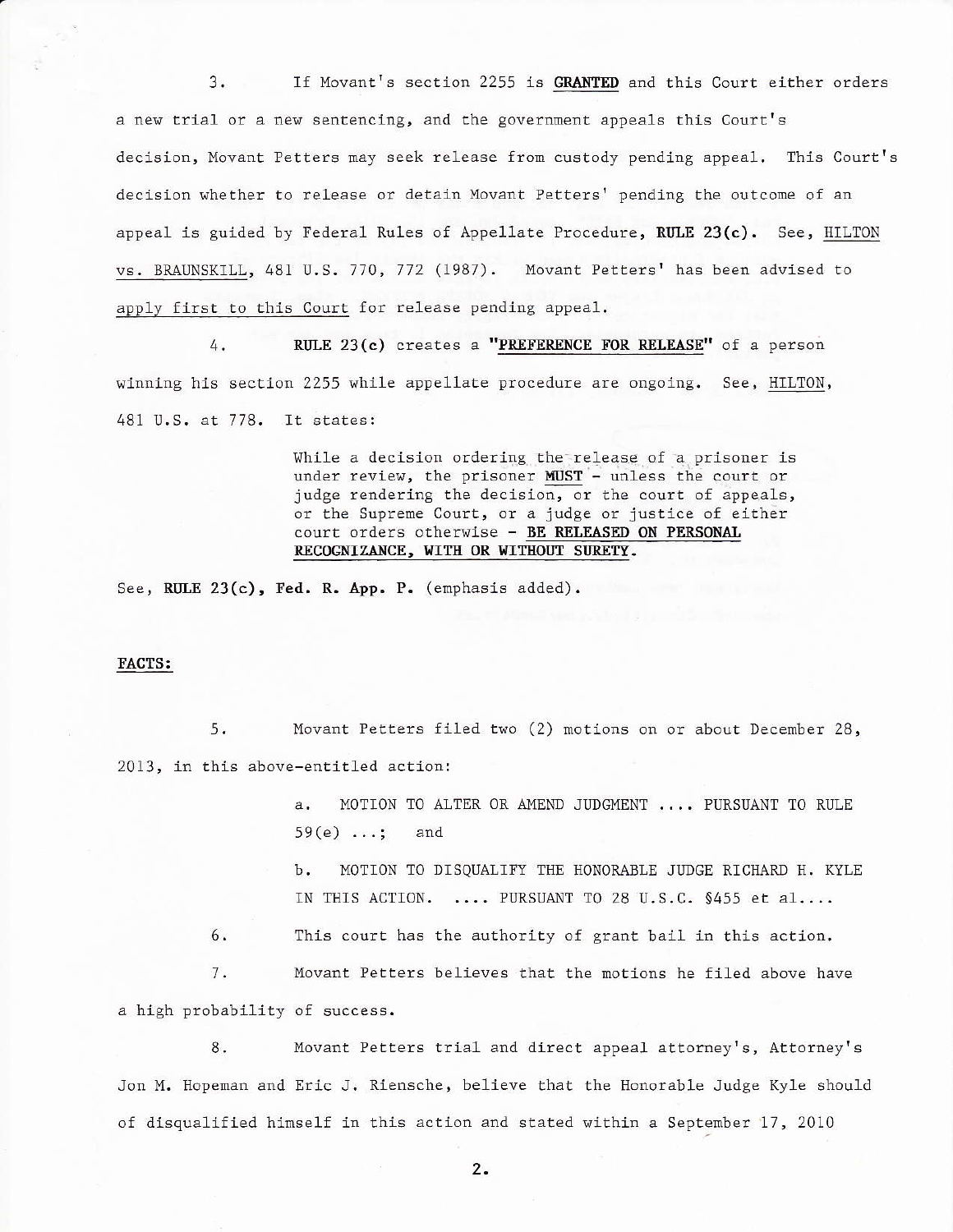3. If Movant's section 2255 is **GRANTED** and this Court either orders a new trial or a new sentencing, and the government appeals this Court's decision, Movant Petters may seek release from custody pending appeal. This Court's decision whether to release or detain Movant Petters' pending the outcome of an appeal is guided by Federal Rules of Appellate Procedure, **RULE 23(c)**. See, HILTON vs. BRAUNSKILL, 481 U.S. 770, 772 (1987). Movant Petters' has been advised to apply first to this Court for release pending appeal.

4. **RULE 23(c)** creates a **"PREFERENCE FOR RELEASE"** of a person winning his section 2255 while appellate procedure are ongoing. See, HILTON, 481 U.S. at 778. It states:

> While a decision ordering the release of a prisoner is under review, the prisoner **MUST** - unless the court or judge rendering the decision, or the court of appeals, or the Supreme Court, or a judge or justice of either court orders otherwise - **BE RELEASED ON PERSONAL RECOGNIZANCE, WITH OR WITHOUT SURETY.**

See, **RULE 23(c), Fed. R. App. P.** (emphasis added).

**FACTS:**

5. Movant Petters filed two (2) motions on or about December 28, 2013, in this above-entitled action:

> a. MOTION TO ALTER OR AMEND JUDGMENT .... PURSUANT TO RULE 59(e) ...; and
>
> b. MOTION TO DISQUALIFY THE HONORABLE JUDGE RICHARD H. KYLE IN THIS ACTION. .... PURSUANT TO 28 U.S.C. §455 et al....

6. This court has the authority of grant bail in this action.

7. Movant Petters believes that the motions he filed above have a high probability of success.

8. Movant Petters trial and direct appeal attorney's, Attorney's Jon M. Hopeman and Eric J. Riensche, believe that the Honorable Judge Kyle should of disqualified himself in this action and stated within a September 17, 2010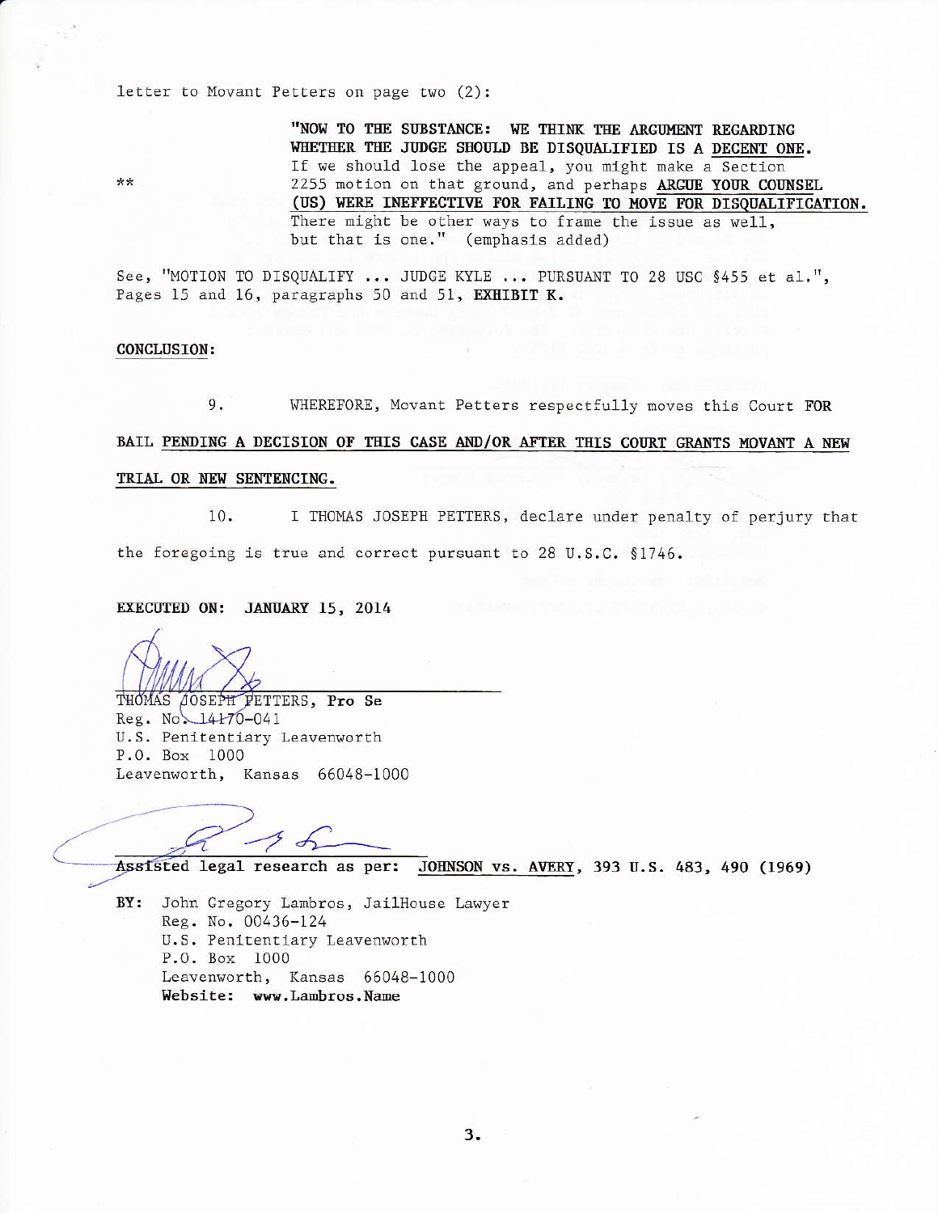letter to Movant Petters on page two (2):

**

> **"NOW TO THE SUBSTANCE: WE THINK THE ARGUMENT REGARDING WHETHER THE JUDGE SHOULD BE DISQUALIFIED IS A DECENT ONE.** If we should lose the appeal, you might make a Section 2255 motion on that ground, and perhaps **ARGUE YOUR COUNSEL (US) WERE INEFFECTIVE FOR FAILING TO MOVE FOR DISQUALIFICATION.** There might be other ways to frame the issue as well, but that is one." (emphasis added)

See, "MOTION TO DISQUALIFY ... JUDGE KYLE ... PURSUANT TO 28 USC §455 et al.", Pages 15 and 16, paragraphs 50 and 51, **EXHIBIT K.**

**CONCLUSION:**

9. WHEREFORE, Movant Petters respectfully moves this Court **FOR BAIL PENDING A DECISION OF THIS CASE AND/OR AFTER THIS COURT GRANTS MOVANT A NEW TRIAL OR NEW SENTENCING.**

10. I THOMAS JOSEPH PETTERS, declare under penalty of perjury that the foregoing is true and correct pursuant to 28 U.S.C. §1746.

**EXECUTED ON: JANUARY 15, 2014**

THOMAS JOSEPH PETTERS, **Pro Se**
Reg. No. 14170-041
U.S. Penitentiary Leavenworth
P.O. Box 1000
Leavenworth, Kansas 66048-1000

**Assisted legal research as per: JOHNSON vs. AVERY, 393 U.S. 483, 490 (1969)**

**BY:** John Gregory Lambros, JailHouse Lawyer
Reg. No. 00436-124
U.S. Penitentiary Leavenworth
P.O. Box 1000
Leavenworth, Kansas 66048-1000
**Website: www.Lambros.Name**